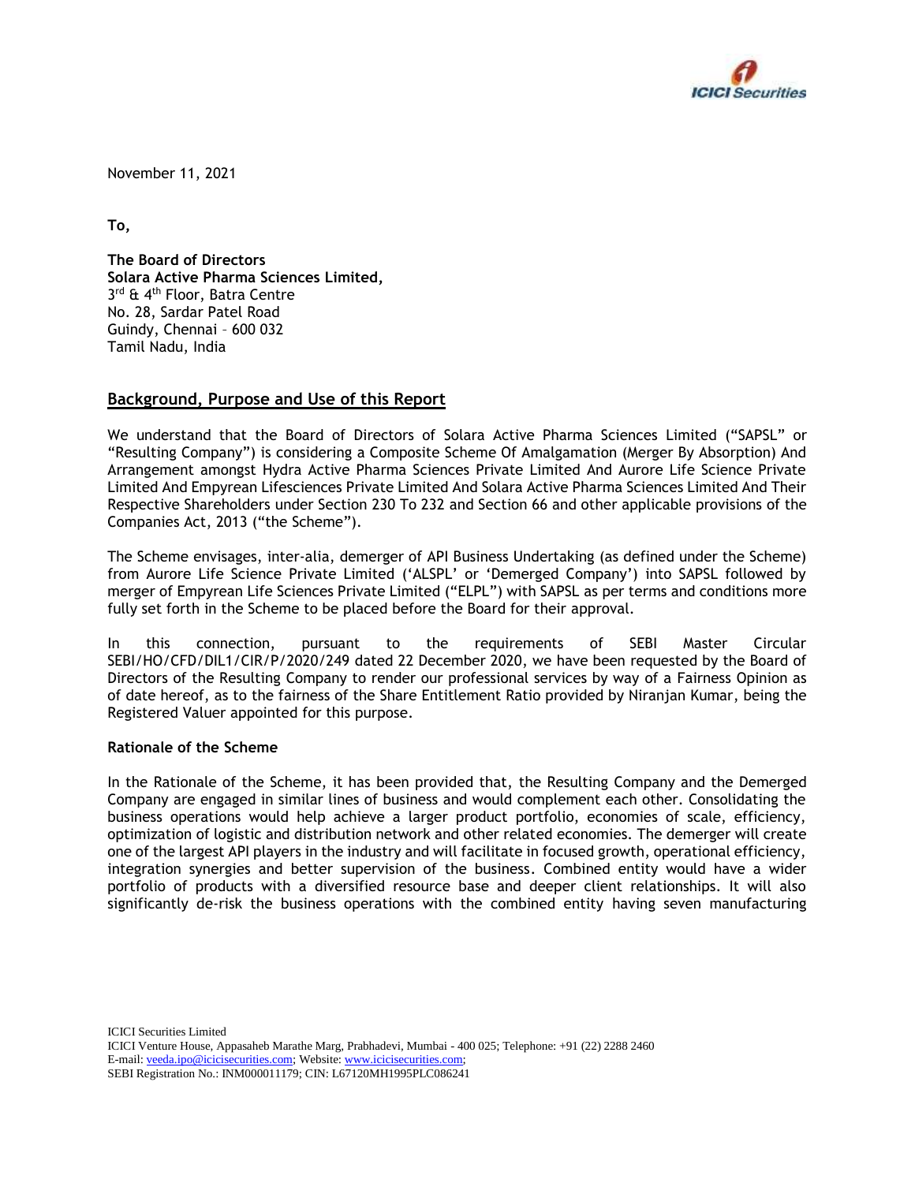November 11, 2021

**To,**

**The Board of Directors**
**Solara Active Pharma Sciences Limited,**
3rd & 4th Floor, Batra Centre
No. 28, Sardar Patel Road
Guindy, Chennai – 600 032
Tamil Nadu, India

## Background, Purpose and Use of this Report

We understand that the Board of Directors of Solara Active Pharma Sciences Limited ("SAPSL" or "Resulting Company") is considering a Composite Scheme Of Amalgamation (Merger By Absorption) And Arrangement amongst Hydra Active Pharma Sciences Private Limited And Aurore Life Science Private Limited And Empyrean Lifesciences Private Limited And Solara Active Pharma Sciences Limited And Their Respective Shareholders under Section 230 To 232 and Section 66 and other applicable provisions of the Companies Act, 2013 ("the Scheme").

The Scheme envisages, inter-alia, demerger of API Business Undertaking (as defined under the Scheme) from Aurore Life Science Private Limited ('ALSPL' or 'Demerged Company') into SAPSL followed by merger of Empyrean Life Sciences Private Limited ("ELPL") with SAPSL as per terms and conditions more fully set forth in the Scheme to be placed before the Board for their approval.

In this connection, pursuant to the requirements of SEBI Master Circular SEBI/HO/CFD/DIL1/CIR/P/2020/249 dated 22 December 2020, we have been requested by the Board of Directors of the Resulting Company to render our professional services by way of a Fairness Opinion as of date hereof, as to the fairness of the Share Entitlement Ratio provided by Niranjan Kumar, being the Registered Valuer appointed for this purpose.

### Rationale of the Scheme

In the Rationale of the Scheme, it has been provided that, the Resulting Company and the Demerged Company are engaged in similar lines of business and would complement each other. Consolidating the business operations would help achieve a larger product portfolio, economies of scale, efficiency, optimization of logistic and distribution network and other related economies. The demerger will create one of the largest API players in the industry and will facilitate in focused growth, operational efficiency, integration synergies and better supervision of the business. Combined entity would have a wider portfolio of products with a diversified resource base and deeper client relationships. It will also significantly de-risk the business operations with the combined entity having seven manufacturing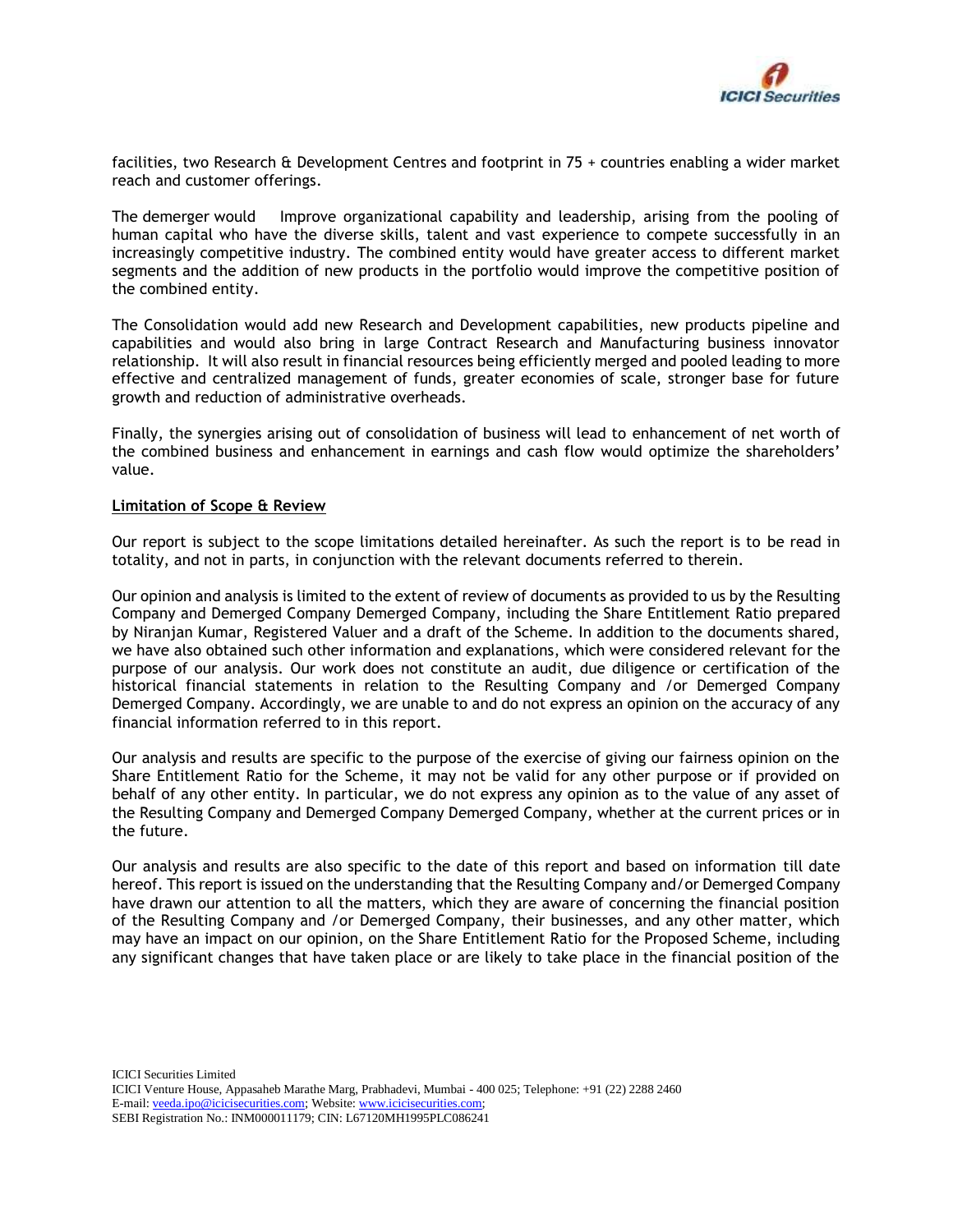facilities, two Research & Development Centres and footprint in 75 + countries enabling a wider market reach and customer offerings.

The demerger would  Improve organizational capability and leadership, arising from the pooling of human capital who have the diverse skills, talent and vast experience to compete successfully in an increasingly competitive industry. The combined entity would have greater access to different market segments and the addition of new products in the portfolio would improve the competitive position of the combined entity.

The Consolidation would add new Research and Development capabilities, new products pipeline and capabilities and would also bring in large Contract Research and Manufacturing business innovator relationship. It will also result in financial resources being efficiently merged and pooled leading to more effective and centralized management of funds, greater economies of scale, stronger base for future growth and reduction of administrative overheads.

Finally, the synergies arising out of consolidation of business will lead to enhancement of net worth of the combined business and enhancement in earnings and cash flow would optimize the shareholders' value.

**Limitation of Scope & Review**

Our report is subject to the scope limitations detailed hereinafter. As such the report is to be read in totality, and not in parts, in conjunction with the relevant documents referred to therein.

Our opinion and analysis is limited to the extent of review of documents as provided to us by the Resulting Company and Demerged Company Demerged Company, including the Share Entitlement Ratio prepared by Niranjan Kumar, Registered Valuer and a draft of the Scheme. In addition to the documents shared, we have also obtained such other information and explanations, which were considered relevant for the purpose of our analysis. Our work does not constitute an audit, due diligence or certification of the historical financial statements in relation to the Resulting Company and /or Demerged Company Demerged Company. Accordingly, we are unable to and do not express an opinion on the accuracy of any financial information referred to in this report.

Our analysis and results are specific to the purpose of the exercise of giving our fairness opinion on the Share Entitlement Ratio for the Scheme, it may not be valid for any other purpose or if provided on behalf of any other entity. In particular, we do not express any opinion as to the value of any asset of the Resulting Company and Demerged Company Demerged Company, whether at the current prices or in the future.

Our analysis and results are also specific to the date of this report and based on information till date hereof. This report is issued on the understanding that the Resulting Company and/or Demerged Company have drawn our attention to all the matters, which they are aware of concerning the financial position of the Resulting Company and /or Demerged Company, their businesses, and any other matter, which may have an impact on our opinion, on the Share Entitlement Ratio for the Proposed Scheme, including any significant changes that have taken place or are likely to take place in the financial position of the

ICICI Securities Limited
ICICI Venture House, Appasaheb Marathe Marg, Prabhadevi, Mumbai - 400 025; Telephone: +91 (22) 2288 2460
E-mail: veeda.ipo@icicisecurities.com; Website: www.icicisecurities.com;
SEBI Registration No.: INM000011179; CIN: L67120MH1995PLC086241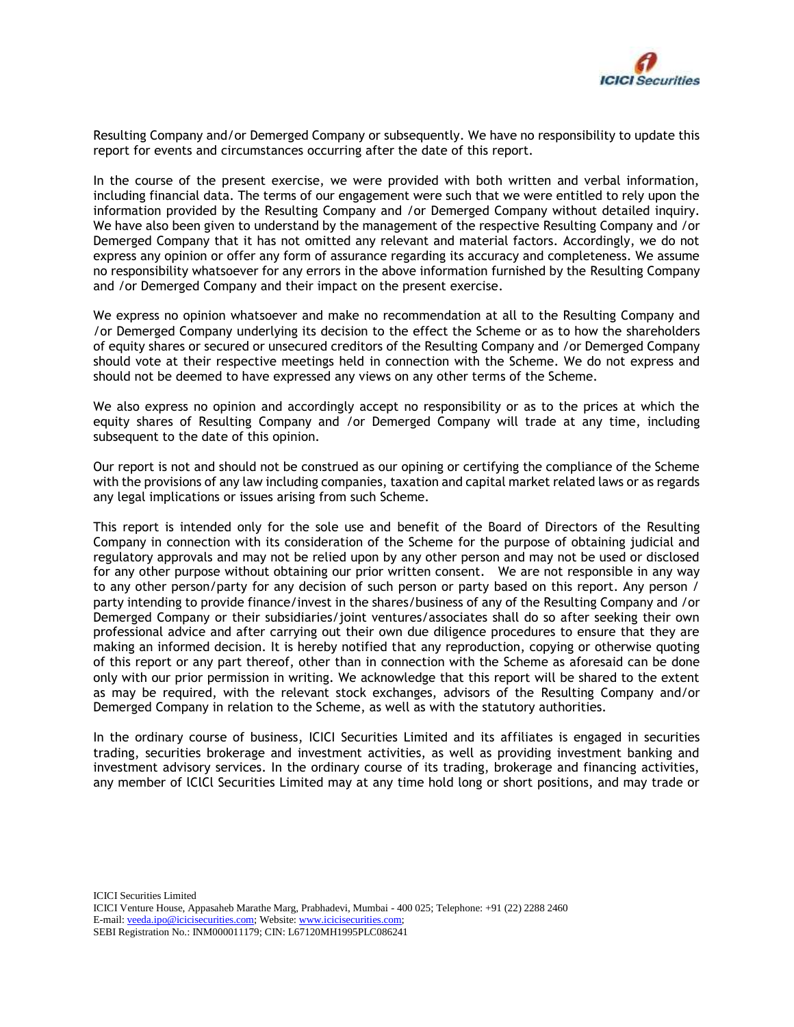Resulting Company and/or Demerged Company or subsequently. We have no responsibility to update this report for events and circumstances occurring after the date of this report.

In the course of the present exercise, we were provided with both written and verbal information, including financial data. The terms of our engagement were such that we were entitled to rely upon the information provided by the Resulting Company and /or Demerged Company without detailed inquiry. We have also been given to understand by the management of the respective Resulting Company and /or Demerged Company that it has not omitted any relevant and material factors. Accordingly, we do not express any opinion or offer any form of assurance regarding its accuracy and completeness. We assume no responsibility whatsoever for any errors in the above information furnished by the Resulting Company and /or Demerged Company and their impact on the present exercise.

We express no opinion whatsoever and make no recommendation at all to the Resulting Company and /or Demerged Company underlying its decision to the effect the Scheme or as to how the shareholders of equity shares or secured or unsecured creditors of the Resulting Company and /or Demerged Company should vote at their respective meetings held in connection with the Scheme. We do not express and should not be deemed to have expressed any views on any other terms of the Scheme.

We also express no opinion and accordingly accept no responsibility or as to the prices at which the equity shares of Resulting Company and /or Demerged Company will trade at any time, including subsequent to the date of this opinion.

Our report is not and should not be construed as our opining or certifying the compliance of the Scheme with the provisions of any law including companies, taxation and capital market related laws or as regards any legal implications or issues arising from such Scheme.

This report is intended only for the sole use and benefit of the Board of Directors of the Resulting Company in connection with its consideration of the Scheme for the purpose of obtaining judicial and regulatory approvals and may not be relied upon by any other person and may not be used or disclosed for any other purpose without obtaining our prior written consent. We are not responsible in any way to any other person/party for any decision of such person or party based on this report. Any person / party intending to provide finance/invest in the shares/business of any of the Resulting Company and /or Demerged Company or their subsidiaries/joint ventures/associates shall do so after seeking their own professional advice and after carrying out their own due diligence procedures to ensure that they are making an informed decision. It is hereby notified that any reproduction, copying or otherwise quoting of this report or any part thereof, other than in connection with the Scheme as aforesaid can be done only with our prior permission in writing. We acknowledge that this report will be shared to the extent as may be required, with the relevant stock exchanges, advisors of the Resulting Company and/or Demerged Company in relation to the Scheme, as well as with the statutory authorities.

In the ordinary course of business, ICICI Securities Limited and its affiliates is engaged in securities trading, securities brokerage and investment activities, as well as providing investment banking and investment advisory services. In the ordinary course of its trading, brokerage and financing activities, any member of ICICI Securities Limited may at any time hold long or short positions, and may trade or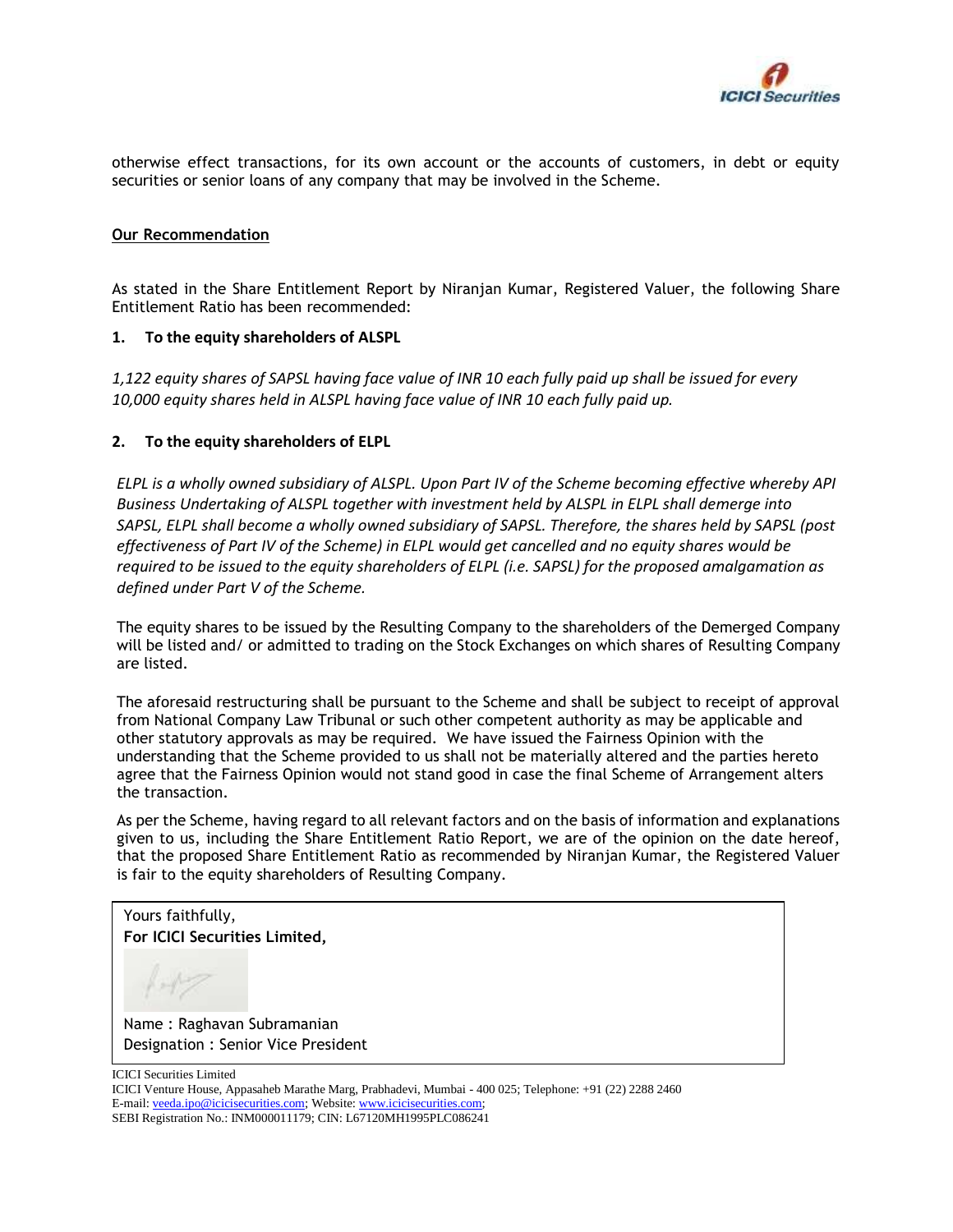otherwise effect transactions, for its own account or the accounts of customers, in debt or equity securities or senior loans of any company that may be involved in the Scheme.

**Our Recommendation**

As stated in the Share Entitlement Report by Niranjan Kumar, Registered Valuer, the following Share Entitlement Ratio has been recommended:

**1. To the equity shareholders of ALSPL**

*1,122 equity shares of SAPSL having face value of INR 10 each fully paid up shall be issued for every 10,000 equity shares held in ALSPL having face value of INR 10 each fully paid up.*

**2. To the equity shareholders of ELPL**

*ELPL is a wholly owned subsidiary of ALSPL. Upon Part IV of the Scheme becoming effective whereby API Business Undertaking of ALSPL together with investment held by ALSPL in ELPL shall demerge into SAPSL, ELPL shall become a wholly owned subsidiary of SAPSL. Therefore, the shares held by SAPSL (post effectiveness of Part IV of the Scheme) in ELPL would get cancelled and no equity shares would be required to be issued to the equity shareholders of ELPL (i.e. SAPSL) for the proposed amalgamation as defined under Part V of the Scheme.*

The equity shares to be issued by the Resulting Company to the shareholders of the Demerged Company will be listed and/ or admitted to trading on the Stock Exchanges on which shares of Resulting Company are listed.

The aforesaid restructuring shall be pursuant to the Scheme and shall be subject to receipt of approval from National Company Law Tribunal or such other competent authority as may be applicable and other statutory approvals as may be required. We have issued the Fairness Opinion with the understanding that the Scheme provided to us shall not be materially altered and the parties hereto agree that the Fairness Opinion would not stand good in case the final Scheme of Arrangement alters the transaction.

As per the Scheme, having regard to all relevant factors and on the basis of information and explanations given to us, including the Share Entitlement Ratio Report, we are of the opinion on the date hereof, that the proposed Share Entitlement Ratio as recommended by Niranjan Kumar, the Registered Valuer is fair to the equity shareholders of Resulting Company.

Yours faithfully,
**For ICICI Securities Limited,**

Name : Raghavan Subramanian
Designation : Senior Vice President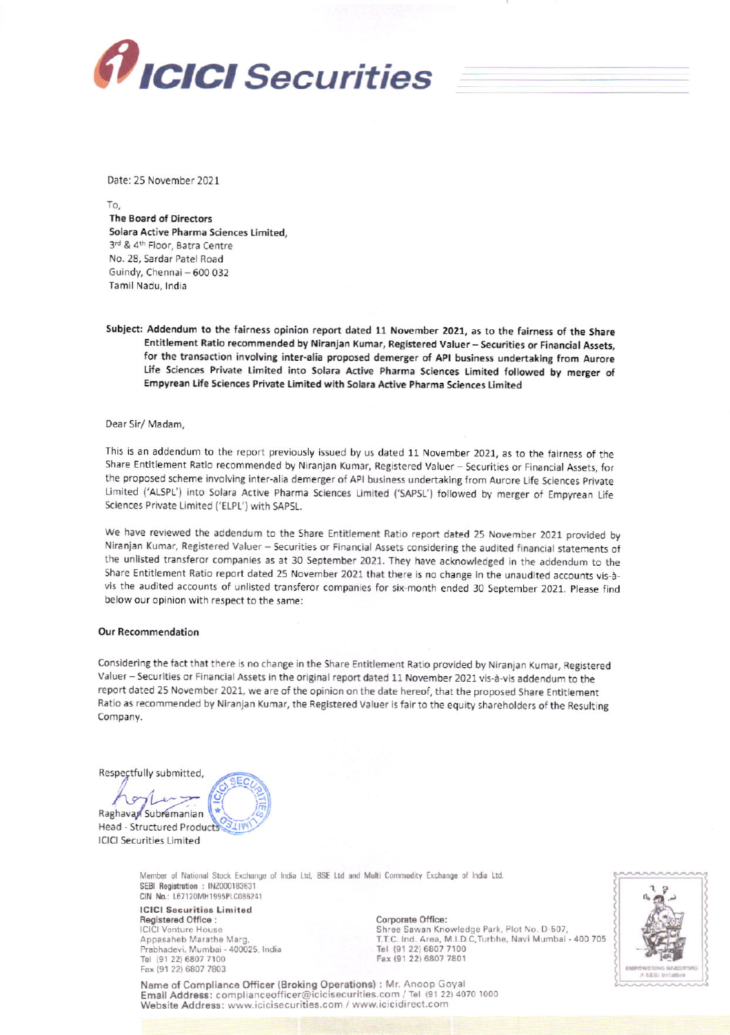Date: 25 November 2021

To,
**The Board of Directors**
**Solara Active Pharma Sciences Limited,**
3rd & 4th Floor, Batra Centre
No. 28, Sardar Patel Road
Guindy, Chennai – 600 032
Tamil Nadu, India

**Subject: Addendum to the fairness opinion report dated 11 November 2021, as to the fairness of the Share Entitlement Ratio recommended by Niranjan Kumar, Registered Valuer – Securities or Financial Assets, for the transaction involving inter-alia proposed demerger of API business undertaking from Aurore Life Sciences Private Limited into Solara Active Pharma Sciences Limited followed by merger of Empyrean Life Sciences Private Limited with Solara Active Pharma Sciences Limited**

Dear Sir/ Madam,

This is an addendum to the report previously issued by us dated 11 November 2021, as to the fairness of the Share Entitlement Ratio recommended by Niranjan Kumar, Registered Valuer – Securities or Financial Assets, for the proposed scheme involving inter-alia demerger of API business undertaking from Aurore Life Sciences Private Limited ('ALSPL') into Solara Active Pharma Sciences Limited ('SAPSL') followed by merger of Empyrean Life Sciences Private Limited ('ELPL') with SAPSL.

We have reviewed the addendum to the Share Entitlement Ratio report dated 25 November 2021 provided by Niranjan Kumar, Registered Valuer considering the audited financial statements of the unlisted transferor companies as at 30 September 2021. They have acknowledged in the addendum to the Share Entitlement Ratio report dated 25 November 2021 that there is no change in the unaudited accounts vis-à-vis the audited accounts of unlisted transferor companies for six-month ended 30 September 2021. Please find below our opinion with respect to the same:

**Our Recommendation**

Considering the fact that there is no change in the Share Entitlement Ratio provided by Niranjan Kumar, Registered Valuer – Securities or Financial Assets in the original report dated 11 November 2021 vis-à-vis addendum to the report dated 25 November 2021, we are of the opinion on the date hereof, that the proposed Share Entitlement Ratio as recommended by Niranjan Kumar, the Registered Valuer is fair to the equity shareholders of the Resulting Company.

Respectfully submitted,

Raghavan Subramanian
Head - Structured Products
ICICI Securities Limited

Member of National Stock Exchange of India Ltd, BSE Ltd and Multi Commodity Exchange of India Ltd.
**SEBI Registration** : INZ000183631
**CIN No.**: L67120MH1995PLC086241

**ICICI Securities Limited**
**Registered Office** :
ICICI Venture House
Appasaheb Marathe Marg,
Prabhadevi, Mumbai - 400025, India
Tel (91 22) 6807 7100
Fax (91 22) 6807 7803

**Corporate Office:**
Shree Sawan Knowledge Park, Plot No. D-507,
T.T.C. Ind. Area, M.I.D.C,Turbhe, Navi Mumbai - 400 705
Tel (91 22) 6807 7100
Fax (91 22) 6807 7801

**Name of Compliance Officer (Broking Operations)** : Mr. Anoop Goyal
**Email Address**: complianceofficer@icicisecurities.com / Tel (91 22) 4070 1000
**Website Address**: www.icicisecurities.com / www.icicidirect.com